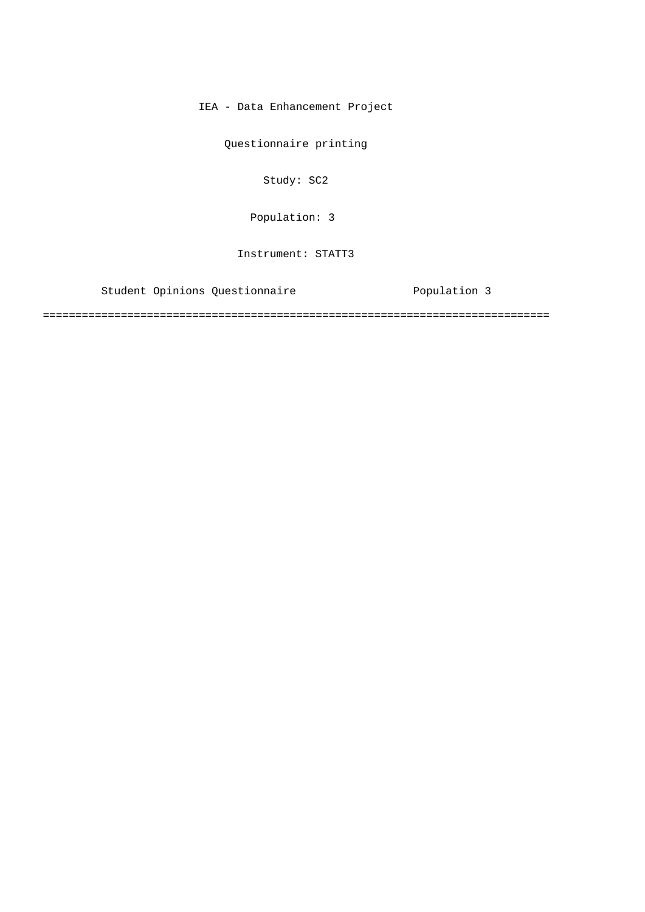IEA - Data Enhancement Project

Questionnaire printing

Study: SC2

Population: 3

Instrument: STATT3

Student Opinions Questionnaire Population 3

==============================================================================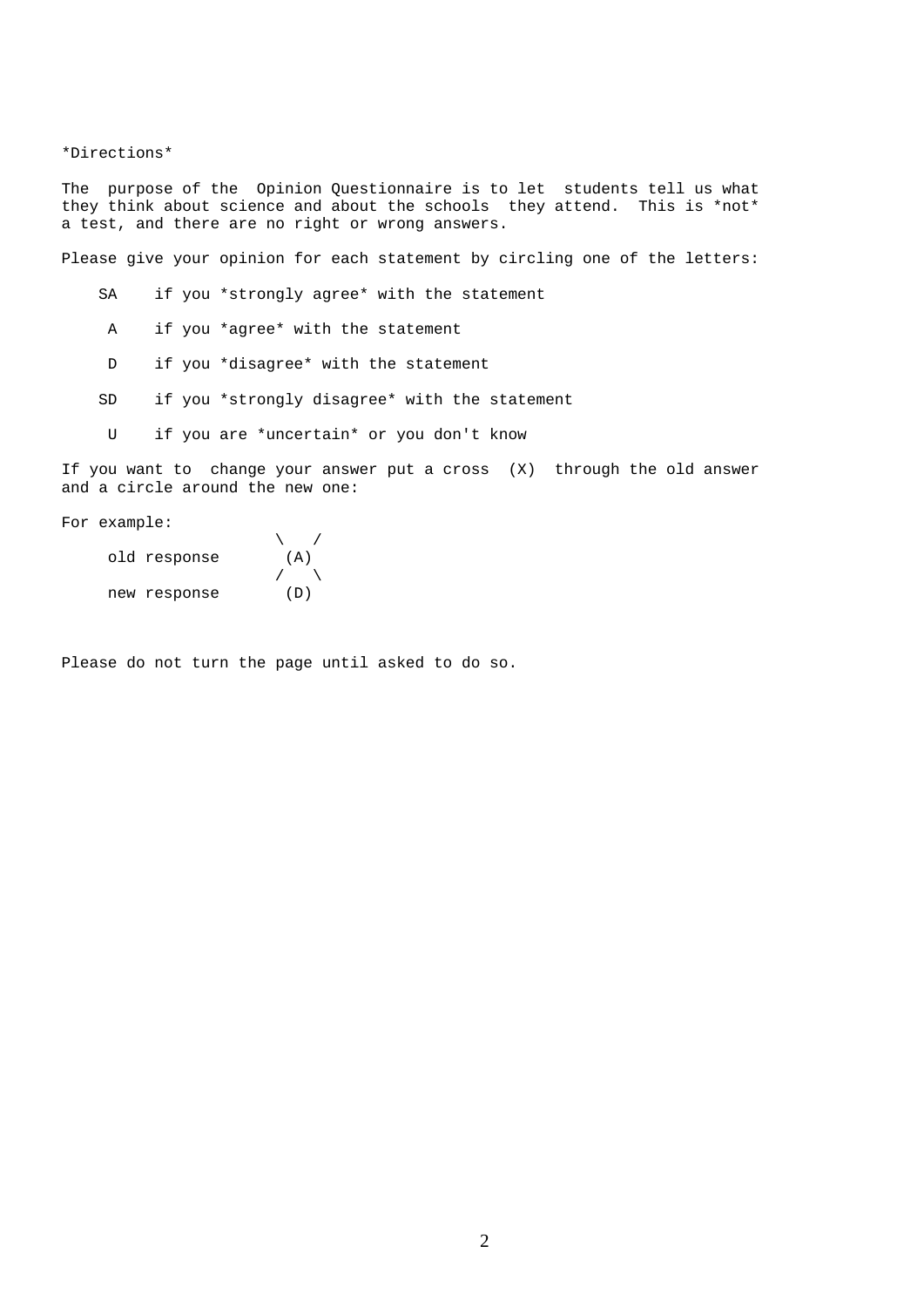*Directions*

The purpose of the Opinion Questionnaire is to let students tell us what they think about science and about the schools they attend. This is *not* a test, and there are no right or wrong answers.

Please give your opinion for each statement by circling one of the letters:

- SA if you *strongly agree* with the statement
- A if you *agree* with the statement
- D if you *disagree* with the statement
- SD if you *strongly disagree* with the statement
- U if you are *uncertain* or you don't know

If you want to change your answer put a cross (X) through the old answer and a circle around the new one:

For example:

```
                   \   /
    old response    (A)
                   /   \
    new response    (D)
```

Please do not turn the page until asked to do so.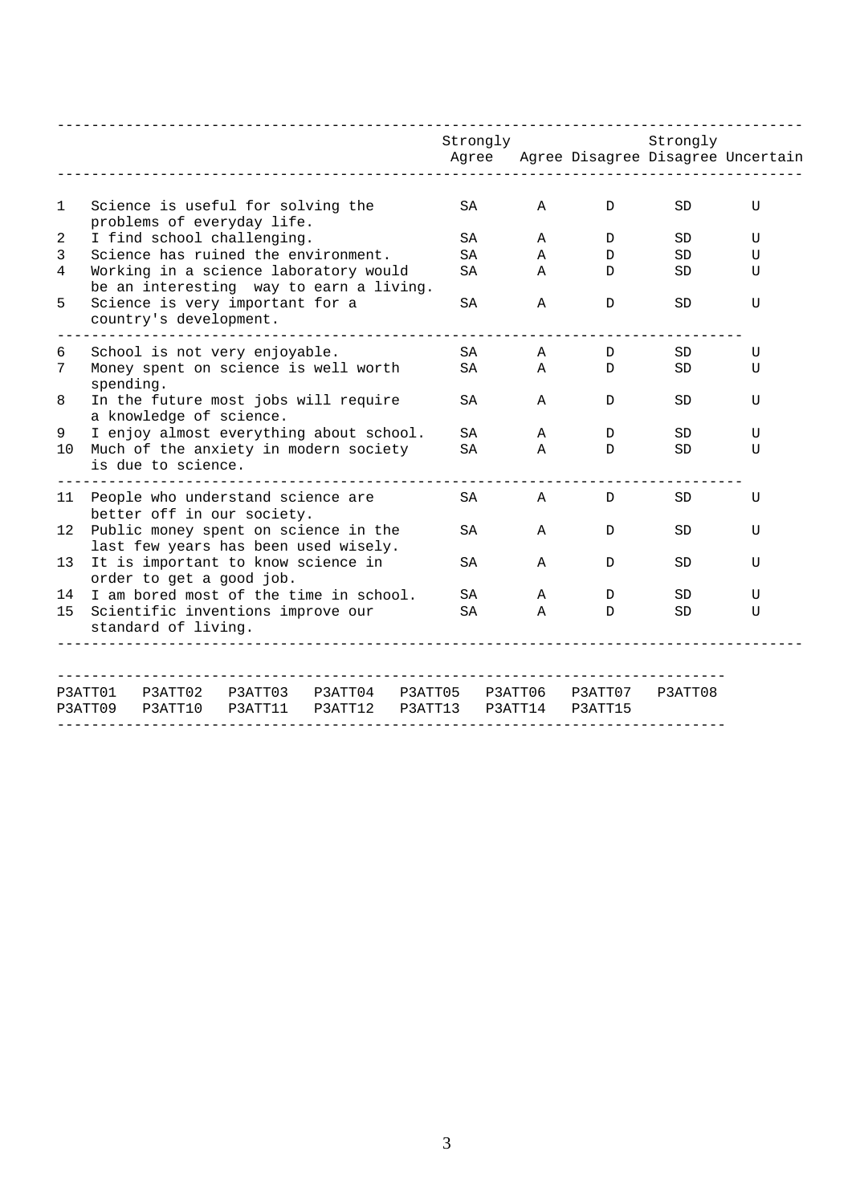| | | Strongly Agree | Agree | Disagree | Strongly Disagree | Uncertain |
|---|---|---|---|---|---|---|
| 1 | Science is useful for solving the problems of everyday life. | SA | A | D | SD | U |
| 2 | I find school challenging. | SA | A | D | SD | U |
| 3 | Science has ruined the environment. | SA | A | D | SD | U |
| 4 | Working in a science laboratory would be an interesting way to earn a living. | SA | A | D | SD | U |
| 5 | Science is very important for a country's development. | SA | A | D | SD | U |
| 6 | School is not very enjoyable. | SA | A | D | SD | U |
| 7 | Money spent on science is well worth spending. | SA | A | D | SD | U |
| 8 | In the future most jobs will require a knowledge of science. | SA | A | D | SD | U |
| 9 | I enjoy almost everything about school. | SA | A | D | SD | U |
| 10 | Much of the anxiety in modern society is due to science. | SA | A | D | SD | U |
| 11 | People who understand science are better off in our society. | SA | A | D | SD | U |
| 12 | Public money spent on science in the last few years has been used wisely. | SA | A | D | SD | U |
| 13 | It is important to know science in order to get a good job. | SA | A | D | SD | U |
| 14 | I am bored most of the time in school. | SA | A | D | SD | U |
| 15 | Scientific inventions improve our standard of living. | SA | A | D | SD | U |

| | | | | | | | |
|---|---|---|---|---|---|---|---|
| P3ATT01 | P3ATT02 | P3ATT03 | P3ATT04 | P3ATT05 | P3ATT06 | P3ATT07 | P3ATT08 |
| P3ATT09 | P3ATT10 | P3ATT11 | P3ATT12 | P3ATT13 | P3ATT14 | P3ATT15 | |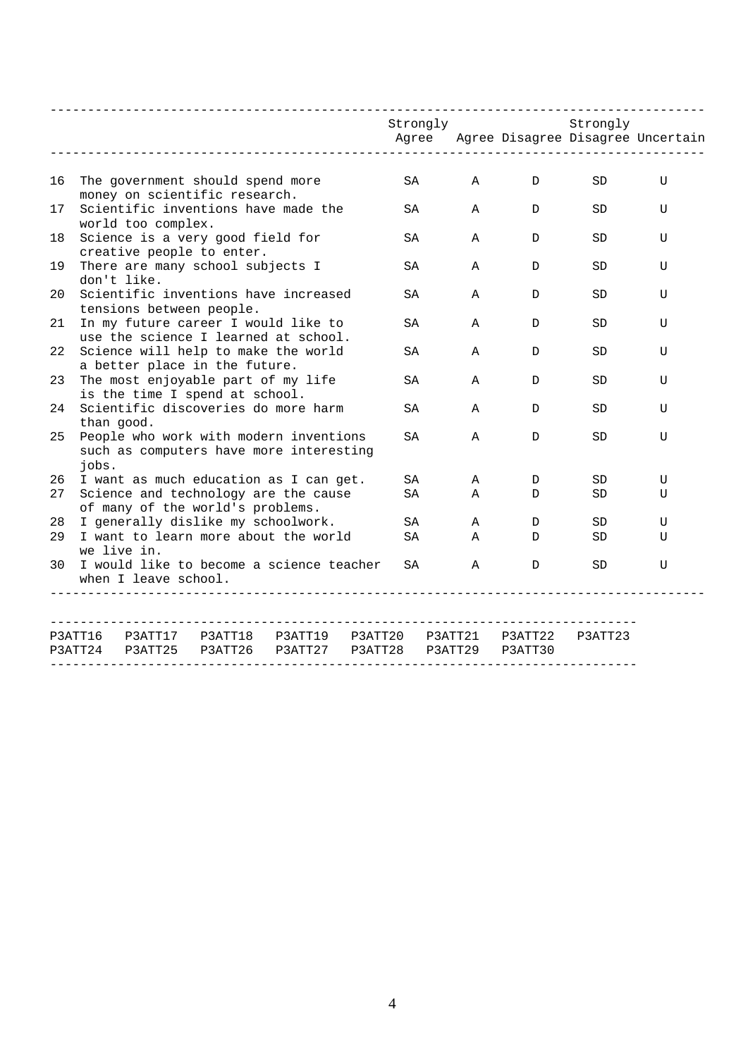| | | Strongly Agree | Agree | Disagree | Strongly Disagree | Uncertain |
|---|---|---|---|---|---|---|
| 16 | The government should spend more money on scientific research. | SA | A | D | SD | U |
| 17 | Scientific inventions have made the world too complex. | SA | A | D | SD | U |
| 18 | Science is a very good field for creative people to enter. | SA | A | D | SD | U |
| 19 | There are many school subjects I don't like. | SA | A | D | SD | U |
| 20 | Scientific inventions have increased tensions between people. | SA | A | D | SD | U |
| 21 | In my future career I would like to use the science I learned at school. | SA | A | D | SD | U |
| 22 | Science will help to make the world a better place in the future. | SA | A | D | SD | U |
| 23 | The most enjoyable part of my life is the time I spend at school. | SA | A | D | SD | U |
| 24 | Scientific discoveries do more harm than good. | SA | A | D | SD | U |
| 25 | People who work with modern inventions such as computers have more interesting jobs. | SA | A | D | SD | U |
| 26 | I want as much education as I can get. | SA | A | D | SD | U |
| 27 | Science and technology are the cause of many of the world's problems. | SA | A | D | SD | U |
| 28 | I generally dislike my schoolwork. | SA | A | D | SD | U |
| 29 | I want to learn more about the world we live in. | SA | A | D | SD | U |
| 30 | I would like to become a science teacher when I leave school. | SA | A | D | SD | U |

| | | | | | | | |
|---|---|---|---|---|---|---|---|
| P3ATT16 | P3ATT17 | P3ATT18 | P3ATT19 | P3ATT20 | P3ATT21 | P3ATT22 | P3ATT23 |
| P3ATT24 | P3ATT25 | P3ATT26 | P3ATT27 | P3ATT28 | P3ATT29 | P3ATT30 | |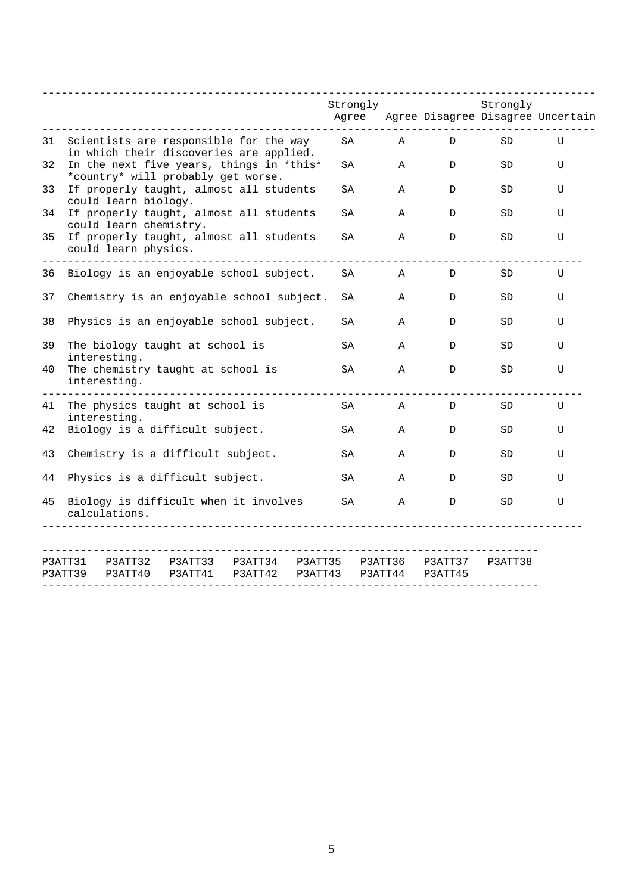| | | Strongly Agree | Agree | Disagree | Strongly Disagree | Uncertain |
|---|---|---|---|---|---|---|
| 31 | Scientists are responsible for the way in which their discoveries are applied. | SA | A | D | SD | U |
| 32 | In the next five years, things in *this* *country* will probably get worse. | SA | A | D | SD | U |
| 33 | If properly taught, almost all students could learn biology. | SA | A | D | SD | U |
| 34 | If properly taught, almost all students could learn chemistry. | SA | A | D | SD | U |
| 35 | If properly taught, almost all students could learn physics. | SA | A | D | SD | U |
| 36 | Biology is an enjoyable school subject. | SA | A | D | SD | U |
| 37 | Chemistry is an enjoyable school subject. | SA | A | D | SD | U |
| 38 | Physics is an enjoyable school subject. | SA | A | D | SD | U |
| 39 | The biology taught at school is interesting. | SA | A | D | SD | U |
| 40 | The chemistry taught at school is interesting. | SA | A | D | SD | U |
| 41 | The physics taught at school is interesting. | SA | A | D | SD | U |
| 42 | Biology is a difficult subject. | SA | A | D | SD | U |
| 43 | Chemistry is a difficult subject. | SA | A | D | SD | U |
| 44 | Physics is a difficult subject. | SA | A | D | SD | U |
| 45 | Biology is difficult when it involves calculations. | SA | A | D | SD | U |

```
P3ATT31   P3ATT32   P3ATT33   P3ATT34   P3ATT35   P3ATT36   P3ATT37   P3ATT38
P3ATT39   P3ATT40   P3ATT41   P3ATT42   P3ATT43   P3ATT44   P3ATT45
```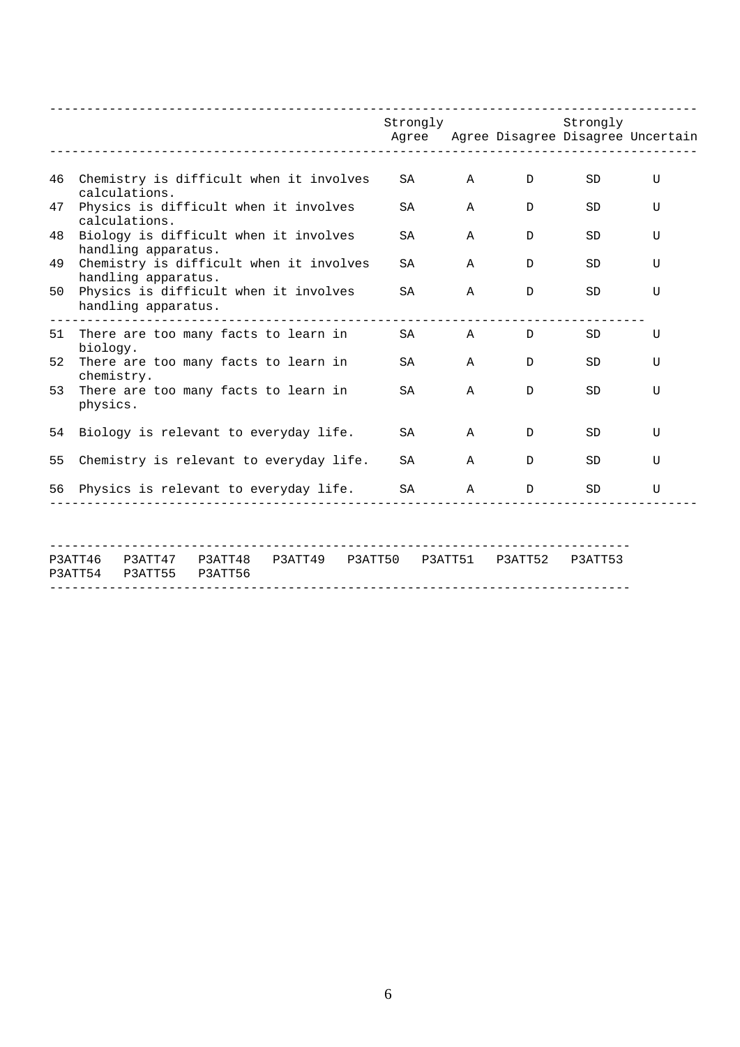| | | Strongly Agree | Agree | Disagree | Strongly Disagree | Uncertain |
|---|---|---|---|---|---|---|
| 46 | Chemistry is difficult when it involves calculations. | SA | A | D | SD | U |
| 47 | Physics is difficult when it involves calculations. | SA | A | D | SD | U |
| 48 | Biology is difficult when it involves handling apparatus. | SA | A | D | SD | U |
| 49 | Chemistry is difficult when it involves handling apparatus. | SA | A | D | SD | U |
| 50 | Physics is difficult when it involves handling apparatus. | SA | A | D | SD | U |
| 51 | There are too many facts to learn in biology. | SA | A | D | SD | U |
| 52 | There are too many facts to learn in chemistry. | SA | A | D | SD | U |
| 53 | There are too many facts to learn in physics. | SA | A | D | SD | U |
| 54 | Biology is relevant to everyday life. | SA | A | D | SD | U |
| 55 | Chemistry is relevant to everyday life. | SA | A | D | SD | U |
| 56 | Physics is relevant to everyday life. | SA | A | D | SD | U |

P3ATT46 P3ATT47 P3ATT48 P3ATT49 P3ATT50 P3ATT51 P3ATT52 P3ATT53
P3ATT54 P3ATT55 P3ATT56